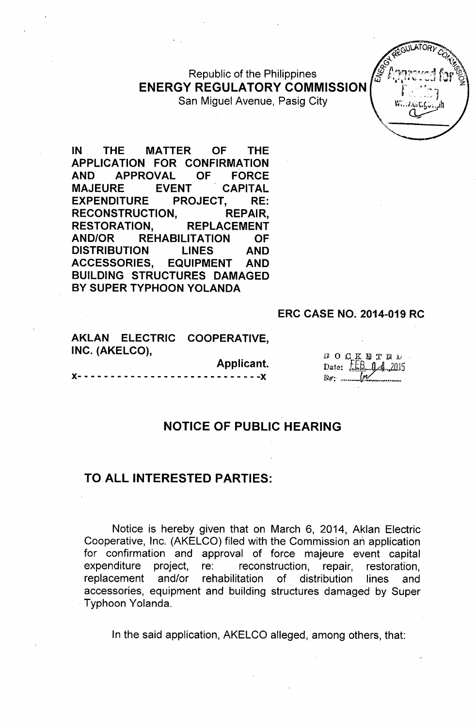Republic of the Philippines
**ENERGY REGULATORY COMMISSION**
San Miguel Avenue, Pasig City

**IN THE MATTER OF THE APPLICATION FOR CONFIRMATION AND APPROVAL OF FORCE MAJEURE EVENT CAPITAL EXPENDITURE PROJECT, RE: RECONSTRUCTION, REPAIR, RESTORATION, REPLACEMENT AND/OR REHABILITATION OF DISTRIBUTION LINES AND ACCESSORIES, EQUIPMENT AND BUILDING STRUCTURES DAMAGED BY SUPER TYPHOON YOLANDA**

**ERC CASE NO. 2014-019 RC**

**AKLAN ELECTRIC COOPERATIVE, INC. (AKELCO),**
**Applicant.**
x- - - - - - - - - - - - - - - - - - - - - - - - - - - -x

DOCKETED
Date: FEB 04 2015

## NOTICE OF PUBLIC HEARING

## TO ALL INTERESTED PARTIES:

Notice is hereby given that on March 6, 2014, Aklan Electric Cooperative, Inc. (AKELCO) filed with the Commission an application for confirmation and approval of force majeure event capital expenditure project, re: reconstruction, repair, restoration, replacement and/or rehabilitation of distribution lines and accessories, equipment and building structures damaged by Super Typhoon Yolanda.

In the said application, AKELCO alleged, among others, that: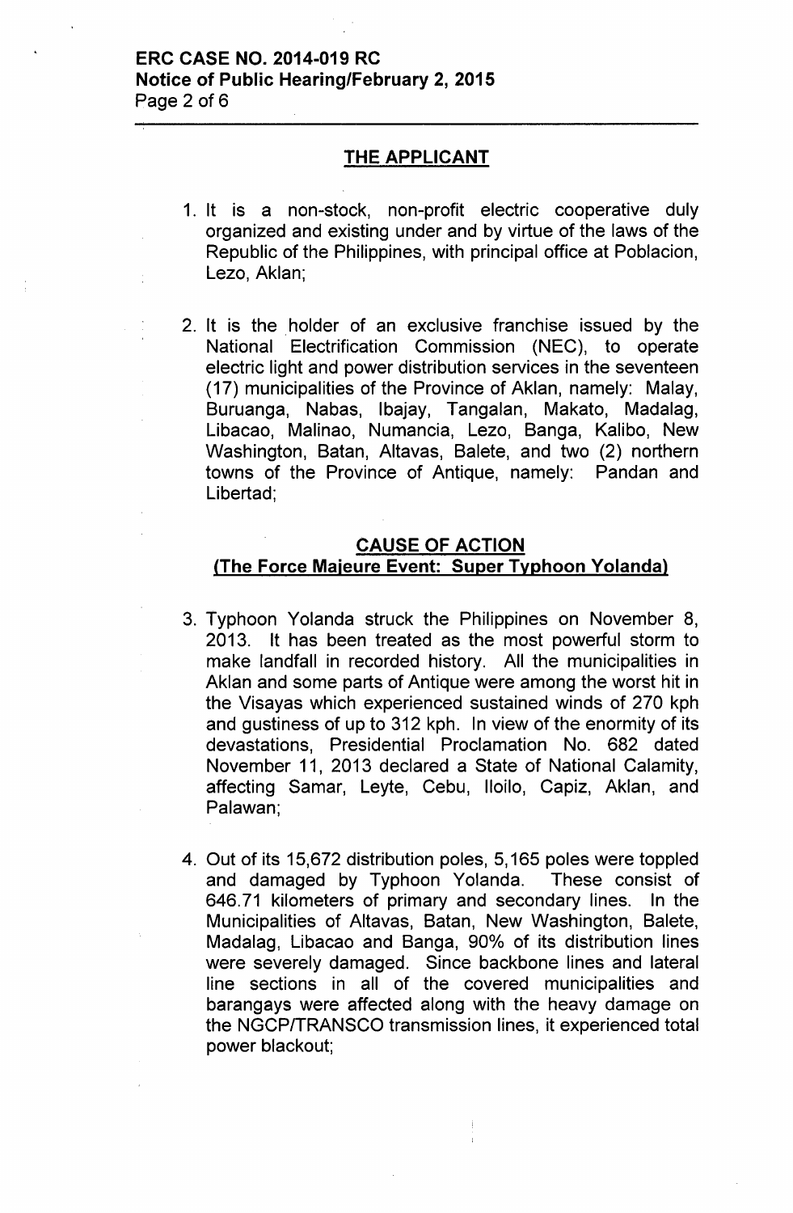## THE APPLICANT

1. It is a non-stock, non-profit electric cooperative duly organized and existing under and by virtue of the laws of the Republic of the Philippines, with principal office at Poblacion, Lezo, Aklan;

2. It is the holder of an exclusive franchise issued by the National Electrification Commission (NEC), to operate electric light and power distribution services in the seventeen (17) municipalities of the Province of Aklan, namely: Malay, Buruanga, Nabas, Ibajay, Tangalan, Makato, Madalag, Libacao, Malinao, Numancia, Lezo, Banga, Kalibo, New Washington, Batan, Altavas, Balete, and two (2) northern towns of the Province of Antique, namely: Pandan and Libertad;

## CAUSE OF ACTION
## (The Force Majeure Event: Super Typhoon Yolanda)

3. Typhoon Yolanda struck the Philippines on November 8, 2013. It has been treated as the most powerful storm to make landfall in recorded history. All the municipalities in Aklan and some parts of Antique were among the worst hit in the Visayas which experienced sustained winds of 270 kph and gustiness of up to 312 kph. In view of the enormity of its devastations, Presidential Proclamation No. 682 dated November 11, 2013 declared a State of National Calamity, affecting Samar, Leyte, Cebu, Iloilo, Capiz, Aklan, and Palawan;

4. Out of its 15,672 distribution poles, 5,165 poles were toppled and damaged by Typhoon Yolanda. These consist of 646.71 kilometers of primary and secondary lines. In the Municipalities of Altavas, Batan, New Washington, Balete, Madalag, Libacao and Banga, 90% of its distribution lines were severely damaged. Since backbone lines and lateral line sections in all of the covered municipalities and barangays were affected along with the heavy damage on the NGCP/TRANSCO transmission lines, it experienced total power blackout;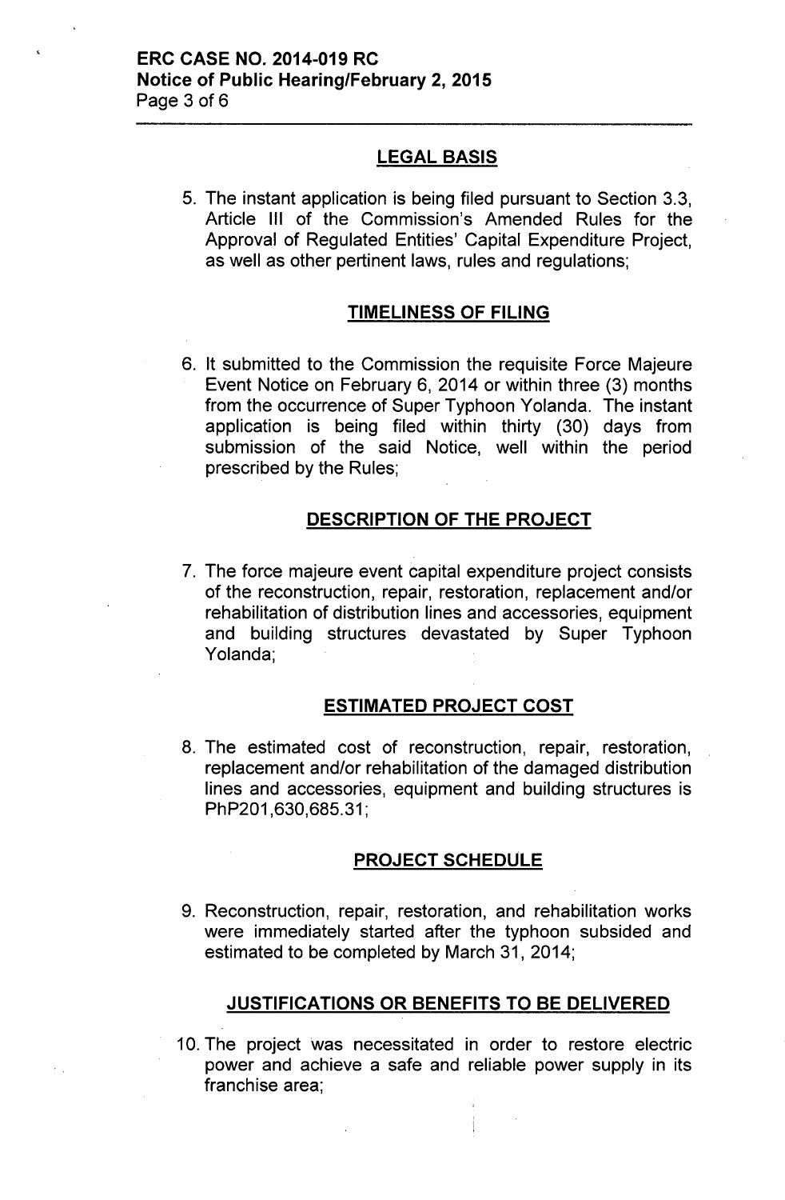## LEGAL BASIS

5. The instant application is being filed pursuant to Section 3.3, Article III of the Commission's Amended Rules for the Approval of Regulated Entities' Capital Expenditure Project, as well as other pertinent laws, rules and regulations;

## TIMELINESS OF FILING

6. It submitted to the Commission the requisite Force Majeure Event Notice on February 6, 2014 or within three (3) months from the occurrence of Super Typhoon Yolanda. The instant application is being filed within thirty (30) days from submission of the said Notice, well within the period prescribed by the Rules;

## DESCRIPTION OF THE PROJECT

7. The force majeure event capital expenditure project consists of the reconstruction, repair, restoration, replacement and/or rehabilitation of distribution lines and accessories, equipment and building structures devastated by Super Typhoon Yolanda;

## ESTIMATED PROJECT COST

8. The estimated cost of reconstruction, repair, restoration, replacement and/or rehabilitation of the damaged distribution lines and accessories, equipment and building structures is PhP201,630,685.31;

## PROJECT SCHEDULE

9. Reconstruction, repair, restoration, and rehabilitation works were immediately started after the typhoon subsided and estimated to be completed by March 31, 2014;

## JUSTIFICATIONS OR BENEFITS TO BE DELIVERED

10. The project was necessitated in order to restore electric power and achieve a safe and reliable power supply in its franchise area;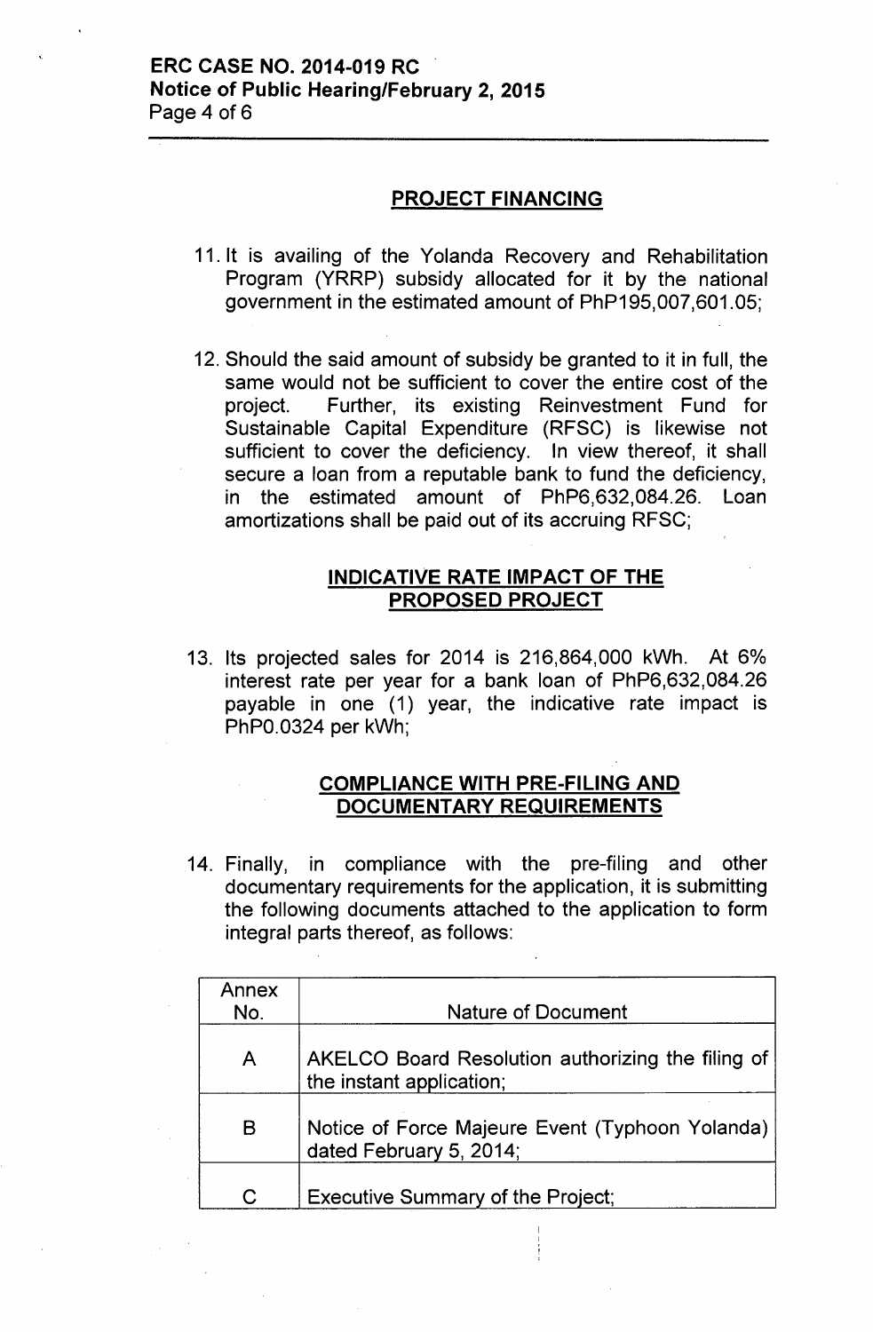## PROJECT FINANCING

11. It is availing of the Yolanda Recovery and Rehabilitation Program (YRRP) subsidy allocated for it by the national government in the estimated amount of PhP195,007,601.05;

12. Should the said amount of subsidy be granted to it in full, the same would not be sufficient to cover the entire cost of the project. Further, its existing Reinvestment Fund for Sustainable Capital Expenditure (RFSC) is likewise not sufficient to cover the deficiency. In view thereof, it shall secure a loan from a reputable bank to fund the deficiency, in the estimated amount of PhP6,632,084.26. Loan amortizations shall be paid out of its accruing RFSC;

## INDICATIVE RATE IMPACT OF THE PROPOSED PROJECT

13. Its projected sales for 2014 is 216,864,000 kWh. At 6% interest rate per year for a bank loan of PhP6,632,084.26 payable in one (1) year, the indicative rate impact is PhP0.0324 per kWh;

## COMPLIANCE WITH PRE-FILING AND DOCUMENTARY REQUIREMENTS

14. Finally, in compliance with the pre-filing and other documentary requirements for the application, it is submitting the following documents attached to the application to form integral parts thereof, as follows:

| Annex No. | Nature of Document |
|---|---|
| A | AKELCO Board Resolution authorizing the filing of the instant application; |
| B | Notice of Force Majeure Event (Typhoon Yolanda) dated February 5, 2014; |
| C | Executive Summary of the Project; |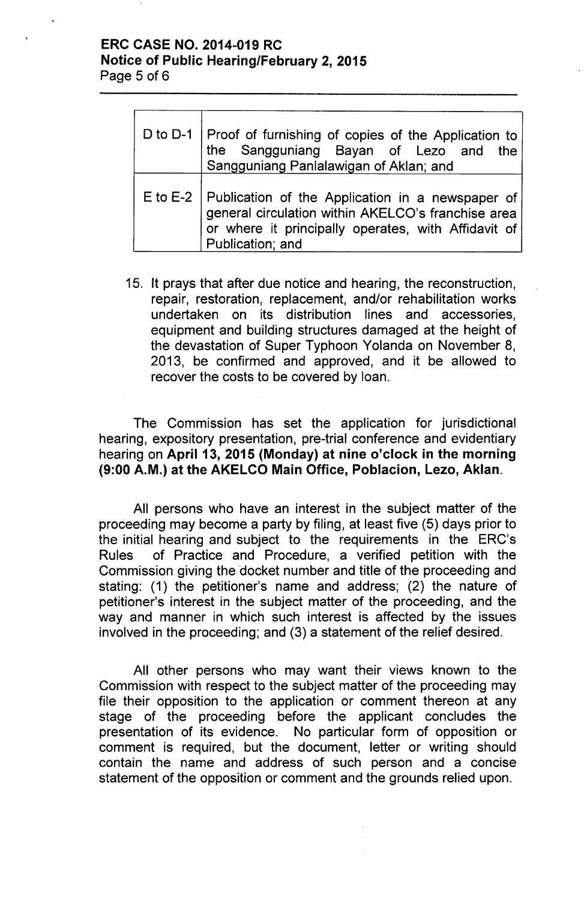| D to D-1 | Proof of furnishing of copies of the Application to the Sangguniang Bayan of Lezo and the Sangguniang Panlalawigan of Aklan; and |
|---|---|
| E to E-2 | Publication of the Application in a newspaper of general circulation within AKELCO's franchise area or where it principally operates, with Affidavit of Publication; and |

15. It prays that after due notice and hearing, the reconstruction, repair, restoration, replacement, and/or rehabilitation works undertaken on its distribution lines and accessories, equipment and building structures damaged at the height of the devastation of Super Typhoon Yolanda on November 8, 2013, be confirmed and approved, and it be allowed to recover the costs to be covered by loan.

The Commission has set the application for jurisdictional hearing, expository presentation, pre-trial conference and evidentiary hearing on **April 13, 2015 (Monday) at nine o'clock in the morning (9:00 A.M.) at the AKELCO Main Office, Poblacion, Lezo, Aklan**.

All persons who have an interest in the subject matter of the proceeding may become a party by filing, at least five (5) days prior to the initial hearing and subject to the requirements in the ERC's Rules of Practice and Procedure, a verified petition with the Commission giving the docket number and title of the proceeding and stating: (1) the petitioner's name and address; (2) the nature of petitioner's interest in the subject matter of the proceeding, and the way and manner in which such interest is affected by the issues involved in the proceeding; and (3) a statement of the relief desired.

All other persons who may want their views known to the Commission with respect to the subject matter of the proceeding may file their opposition to the application or comment thereon at any stage of the proceeding before the applicant concludes the presentation of its evidence. No particular form of opposition or comment is required, but the document, letter or writing should contain the name and address of such person and a concise statement of the opposition or comment and the grounds relied upon.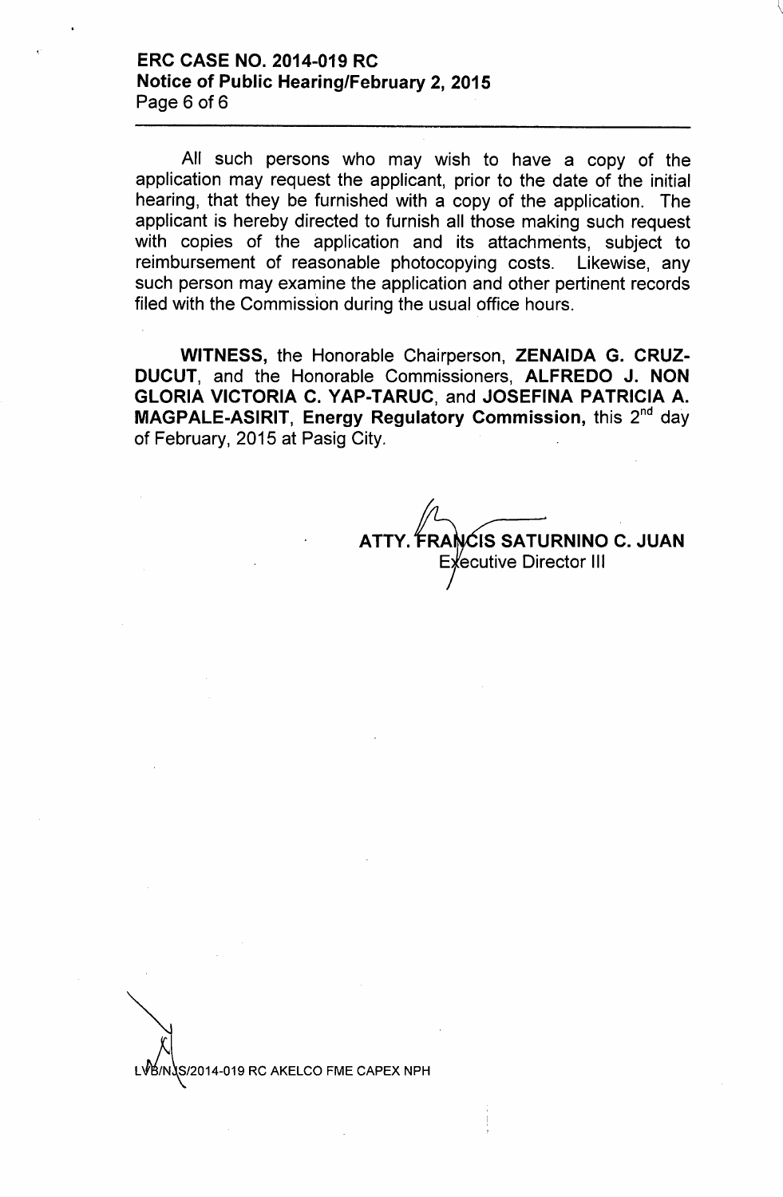All such persons who may wish to have a copy of the application may request the applicant, prior to the date of the initial hearing, that they be furnished with a copy of the application. The applicant is hereby directed to furnish all those making such request with copies of the application and its attachments, subject to reimbursement of reasonable photocopying costs. Likewise, any such person may examine the application and other pertinent records filed with the Commission during the usual office hours.

**WITNESS,** the Honorable Chairperson, **ZENAIDA G. CRUZ-DUCUT**, and the Honorable Commissioners, **ALFREDO J. NON GLORIA VICTORIA C. YAP-TARUC**, and **JOSEFINA PATRICIA A. MAGPALE-ASIRIT**, **Energy Regulatory Commission,** this 2nd day of February, 2015 at Pasig City.

**ATTY. FRANCIS SATURNINO C. JUAN**
Executive Director III

LVB/NJS/2014-019 RC AKELCO FME CAPEX NPH